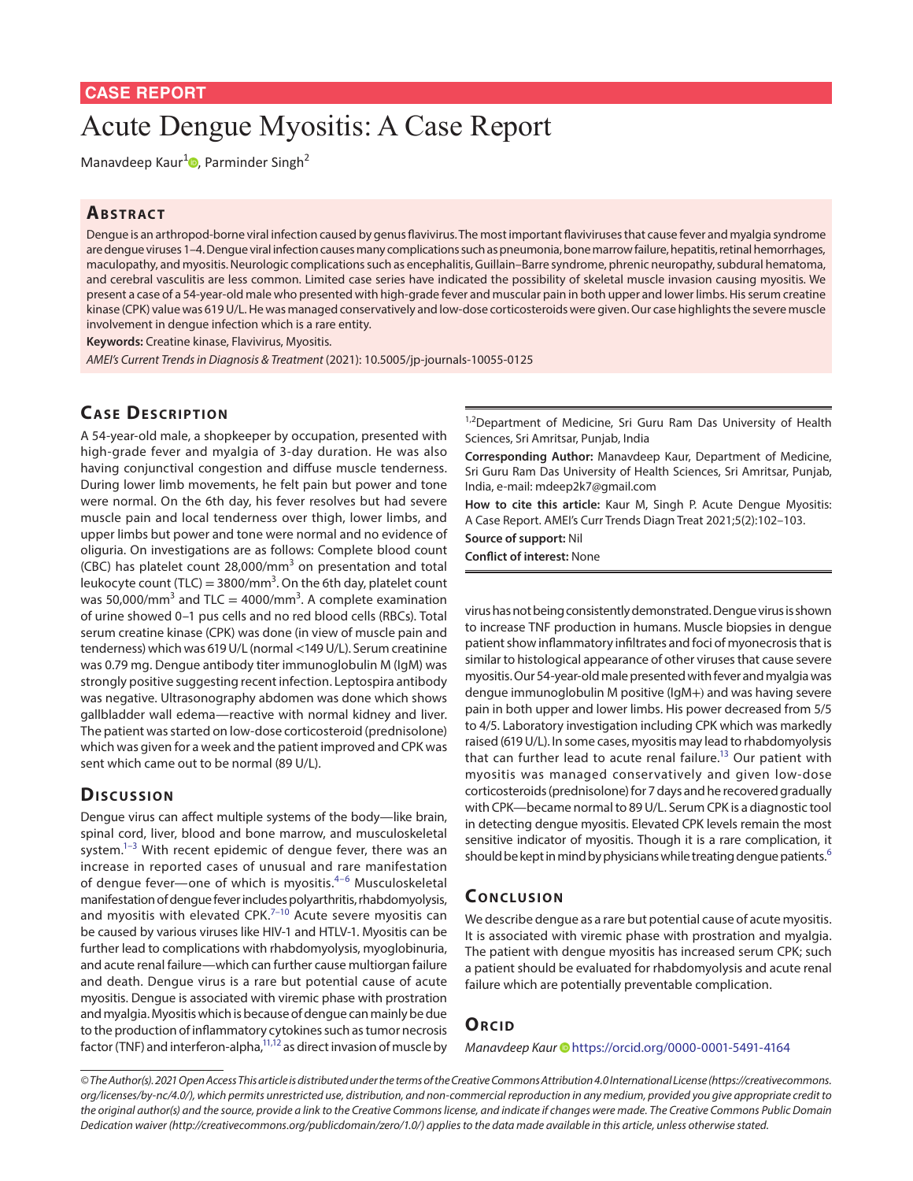CASE REPORT

# Acute Dengue Myositis: A Case Report

Manavdeep Kaur[1], Parminder Singh[2]

## Abstract

Dengue is an arthropod-borne viral infection caused by genus flavivirus. The most important flaviviruses that cause fever and myalgia syndrome are dengue viruses 1–4. Dengue viral infection causes many complications such as pneumonia, bone marrow failure, hepatitis, retinal hemorrhages, maculopathy, and myositis. Neurologic complications such as encephalitis, Guillain–Barre syndrome, phrenic neuropathy, subdural hematoma, and cerebral vasculitis are less common. Limited case series have indicated the possibility of skeletal muscle invasion causing myositis. We present a case of a 54-year-old male who presented with high-grade fever and muscular pain in both upper and lower limbs. His serum creatine kinase (CPK) value was 619 U/L. He was managed conservatively and low-dose corticosteroids were given. Our case highlights the severe muscle involvement in dengue infection which is a rare entity.

**Keywords:** Creatine kinase, Flavivirus, Myositis.

*AMEI's Current Trends in Diagnosis & Treatment* (2021): 10.5005/jp-journals-10055-0125

## Case Description

A 54-year-old male, a shopkeeper by occupation, presented with high-grade fever and myalgia of 3-day duration. He was also having conjunctival congestion and diffuse muscle tenderness. During lower limb movements, he felt pain but power and tone were normal. On the 6th day, his fever resolves but had severe muscle pain and local tenderness over thigh, lower limbs, and upper limbs but power and tone were normal and no evidence of oliguria. On investigations are as follows: Complete blood count (CBC) has platelet count 28,000/mm$^3$ on presentation and total leukocyte count (TLC) = 3800/mm$^3$. On the 6th day, platelet count was 50,000/mm$^3$ and TLC = 4000/mm$^3$. A complete examination of urine showed 0–1 pus cells and no red blood cells (RBCs). Total serum creatine kinase (CPK) was done (in view of muscle pain and tenderness) which was 619 U/L (normal <149 U/L). Serum creatinine was 0.79 mg. Dengue antibody titer immunoglobulin M (IgM) was strongly positive suggesting recent infection. Leptospira antibody was negative. Ultrasonography abdomen was done which shows gallbladder wall edema—reactive with normal kidney and liver. The patient was started on low-dose corticosteroid (prednisolone) which was given for a week and the patient improved and CPK was sent which came out to be normal (89 U/L).

## Discussion

Dengue virus can affect multiple systems of the body—like brain, spinal cord, liver, blood and bone marrow, and musculoskeletal system.[1–3] With recent epidemic of dengue fever, there was an increase in reported cases of unusual and rare manifestation of dengue fever—one of which is myositis.[4–6] Musculoskeletal manifestation of dengue fever includes polyarthritis, rhabdomyolysis, and myositis with elevated CPK.[7–10] Acute severe myositis can be caused by various viruses like HIV-1 and HTLV-1. Myositis can be further lead to complications with rhabdomyolysis, myoglobinuria, and acute renal failure—which can further cause multiorgan failure and death. Dengue virus is a rare but potential cause of acute myositis. Dengue is associated with viremic phase with prostration and myalgia. Myositis which is because of dengue can mainly be due to the production of inflammatory cytokines such as tumor necrosis factor (TNF) and interferon-alpha,[11,12] as direct invasion of muscle by virus has not being consistently demonstrated. Dengue virus is shown to increase TNF production in humans. Muscle biopsies in dengue patient show inflammatory infiltrates and foci of myonecrosis that is similar to histological appearance of other viruses that cause severe myositis. Our 54-year-old male presented with fever and myalgia was dengue immunoglobulin M positive (IgM+) and was having severe pain in both upper and lower limbs. His power decreased from 5/5 to 4/5. Laboratory investigation including CPK which was markedly raised (619 U/L). In some cases, myositis may lead to rhabdomyolysis that can further lead to acute renal failure.[13] Our patient with myositis was managed conservatively and given low-dose corticosteroids (prednisolone) for 7 days and he recovered gradually with CPK—became normal to 89 U/L. Serum CPK is a diagnostic tool in detecting dengue myositis. Elevated CPK levels remain the most sensitive indicator of myositis. Though it is a rare complication, it should be kept in mind by physicians while treating dengue patients.[6]

## Conclusion

We describe dengue as a rare but potential cause of acute myositis. It is associated with viremic phase with prostration and myalgia. The patient with dengue myositis has increased serum CPK; such a patient should be evaluated for rhabdomyolysis and acute renal failure which are potentially preventable complication.

## Orcid

*Manavdeep Kaur* https://orcid.org/0000-0001-5491-4164

---

[1,2]Department of Medicine, Sri Guru Ram Das University of Health Sciences, Sri Amritsar, Punjab, India

**Corresponding Author:** Manavdeep Kaur, Department of Medicine, Sri Guru Ram Das University of Health Sciences, Sri Amritsar, Punjab, India, e-mail: mdeep2k7@gmail.com

**How to cite this article:** Kaur M, Singh P. Acute Dengue Myositis: A Case Report. AMEI's Curr Trends Diagn Treat 2021;5(2):102–103.

**Source of support:** Nil

**Conflict of interest:** None

*© The Author(s). 2021 Open Access This article is distributed under the terms of the Creative Commons Attribution 4.0 International License (https://creativecommons.org/licenses/by-nc/4.0/), which permits unrestricted use, distribution, and non-commercial reproduction in any medium, provided you give appropriate credit to the original author(s) and the source, provide a link to the Creative Commons license, and indicate if changes were made. The Creative Commons Public Domain Dedication waiver (http://creativecommons.org/publicdomain/zero/1.0/) applies to the data made available in this article, unless otherwise stated.*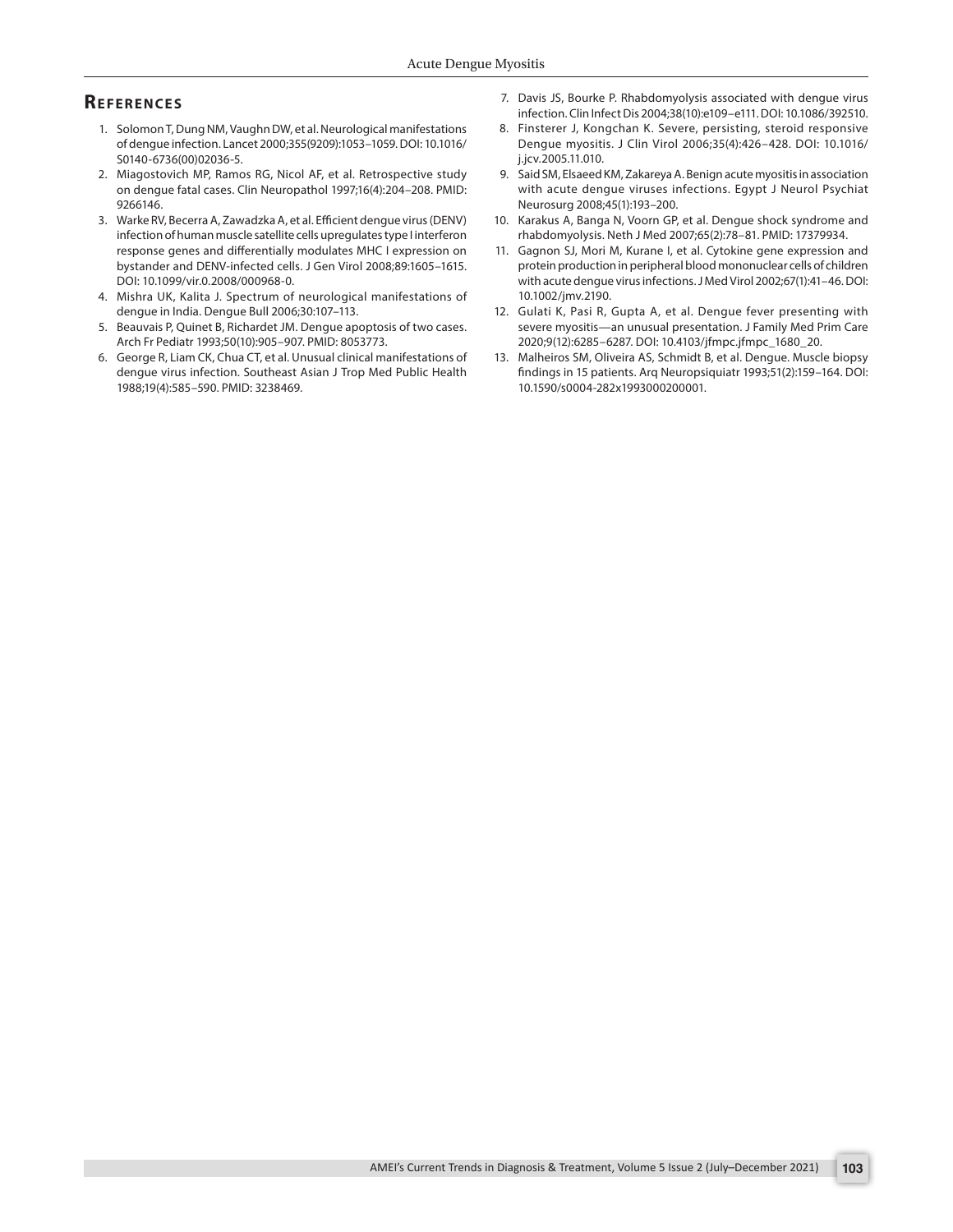## References

1. Solomon T, Dung NM, Vaughn DW, et al. Neurological manifestations of dengue infection. Lancet 2000;355(9209):1053–1059. DOI: 10.1016/S0140-6736(00)02036-5.
2. Miagostovich MP, Ramos RG, Nicol AF, et al. Retrospective study on dengue fatal cases. Clin Neuropathol 1997;16(4):204–208. PMID: 9266146.
3. Warke RV, Becerra A, Zawadzka A, et al. Efficient dengue virus (DENV) infection of human muscle satellite cells upregulates type I interferon response genes and differentially modulates MHC I expression on bystander and DENV-infected cells. J Gen Virol 2008;89:1605–1615. DOI: 10.1099/vir.0.2008/000968-0.
4. Mishra UK, Kalita J. Spectrum of neurological manifestations of dengue in India. Dengue Bull 2006;30:107–113.
5. Beauvais P, Quinet B, Richardet JM. Dengue apoptosis of two cases. Arch Fr Pediatr 1993;50(10):905–907. PMID: 8053773.
6. George R, Liam CK, Chua CT, et al. Unusual clinical manifestations of dengue virus infection. Southeast Asian J Trop Med Public Health 1988;19(4):585–590. PMID: 3238469.
7. Davis JS, Bourke P. Rhabdomyolysis associated with dengue virus infection. Clin Infect Dis 2004;38(10):e109–e111. DOI: 10.1086/392510.
8. Finsterer J, Kongchan K. Severe, persisting, steroid responsive Dengue myositis. J Clin Virol 2006;35(4):426–428. DOI: 10.1016/j.jcv.2005.11.010.
9. Said SM, Elsaeed KM, Zakareya A. Benign acute myositis in association with acute dengue viruses infections. Egypt J Neurol Psychiat Neurosurg 2008;45(1):193–200.
10. Karakus A, Banga N, Voorn GP, et al. Dengue shock syndrome and rhabdomyolysis. Neth J Med 2007;65(2):78–81. PMID: 17379934.
11. Gagnon SJ, Mori M, Kurane I, et al. Cytokine gene expression and protein production in peripheral blood mononuclear cells of children with acute dengue virus infections. J Med Virol 2002;67(1):41–46. DOI: 10.1002/jmv.2190.
12. Gulati K, Pasi R, Gupta A, et al. Dengue fever presenting with severe myositis—an unusual presentation. J Family Med Prim Care 2020;9(12):6285–6287. DOI: 10.4103/jfmpc.jfmpc_1680_20.
13. Malheiros SM, Oliveira AS, Schmidt B, et al. Dengue. Muscle biopsy findings in 15 patients. Arq Neuropsiquiatr 1993;51(2):159–164. DOI: 10.1590/s0004-282x1993000200001.